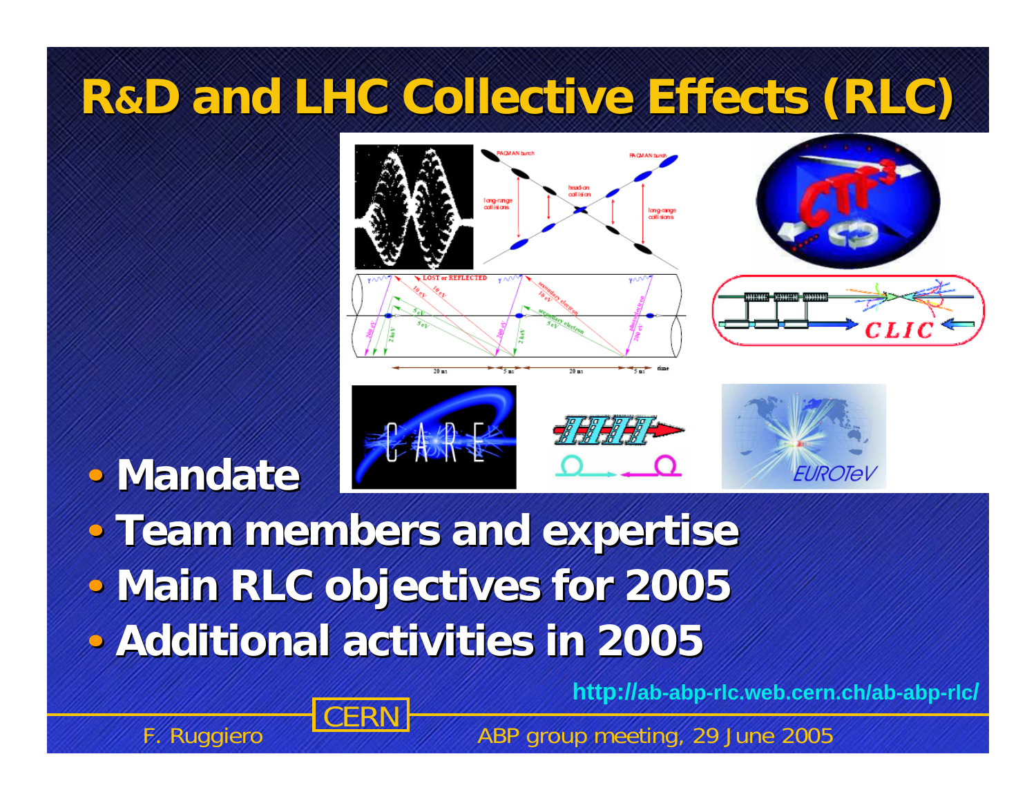# R&D and LHC Collective Effects (RLC)

- **Mandate**
- **Team members and expertise**
- **Main RLC objectives for 2005**
- **Additional activities in 2005**

http://ab-abp-rlc.web.cern.ch/ab-abp-rlc/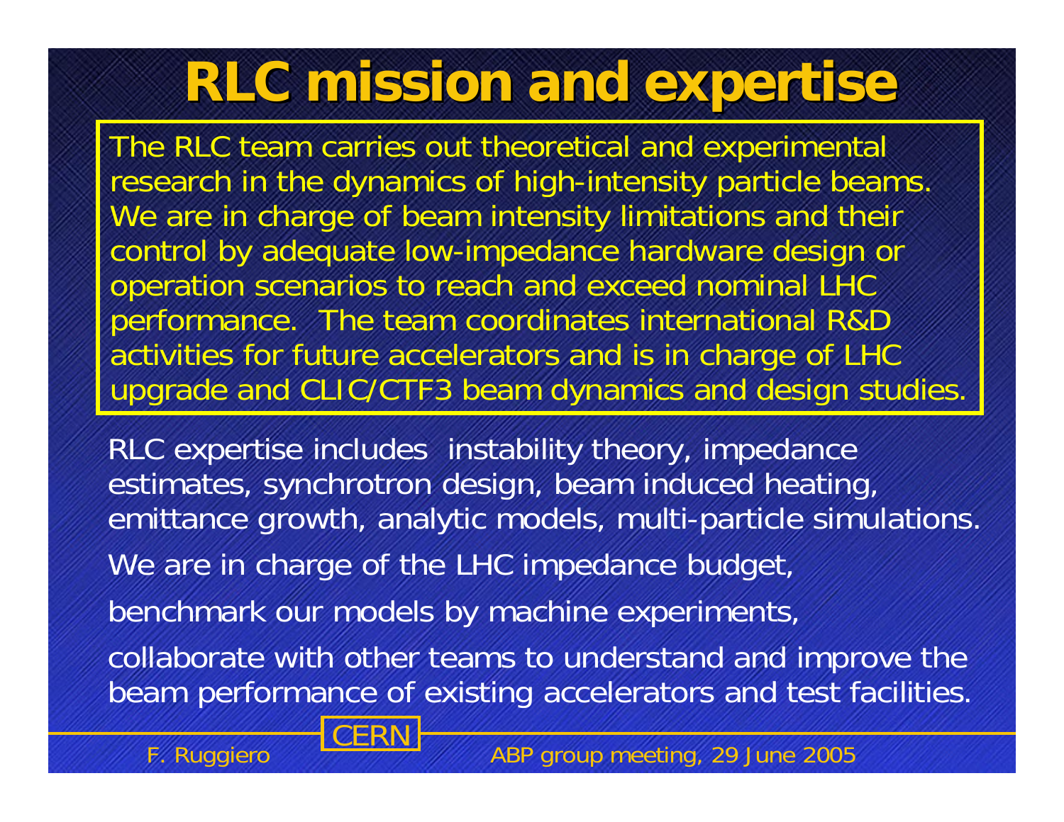# RLC mission and expertise

The RLC team carries out theoretical and experimental research in the dynamics of high-intensity particle beams. We are in charge of beam intensity limitations and their control by adequate low-impedance hardware design or operation scenarios to reach and exceed nominal LHC performance. The team coordinates international R&D activities for future accelerators and is in charge of LHC upgrade and CLIC/CTF3 beam dynamics and design studies.

RLC expertise includes instability theory, impedance estimates, synchrotron design, beam induced heating, emittance growth, analytic models, multi-particle simulations.

We are in charge of the LHC impedance budget,

benchmark our models by machine experiments,

collaborate with other teams to understand and improve the beam performance of existing accelerators and test facilities.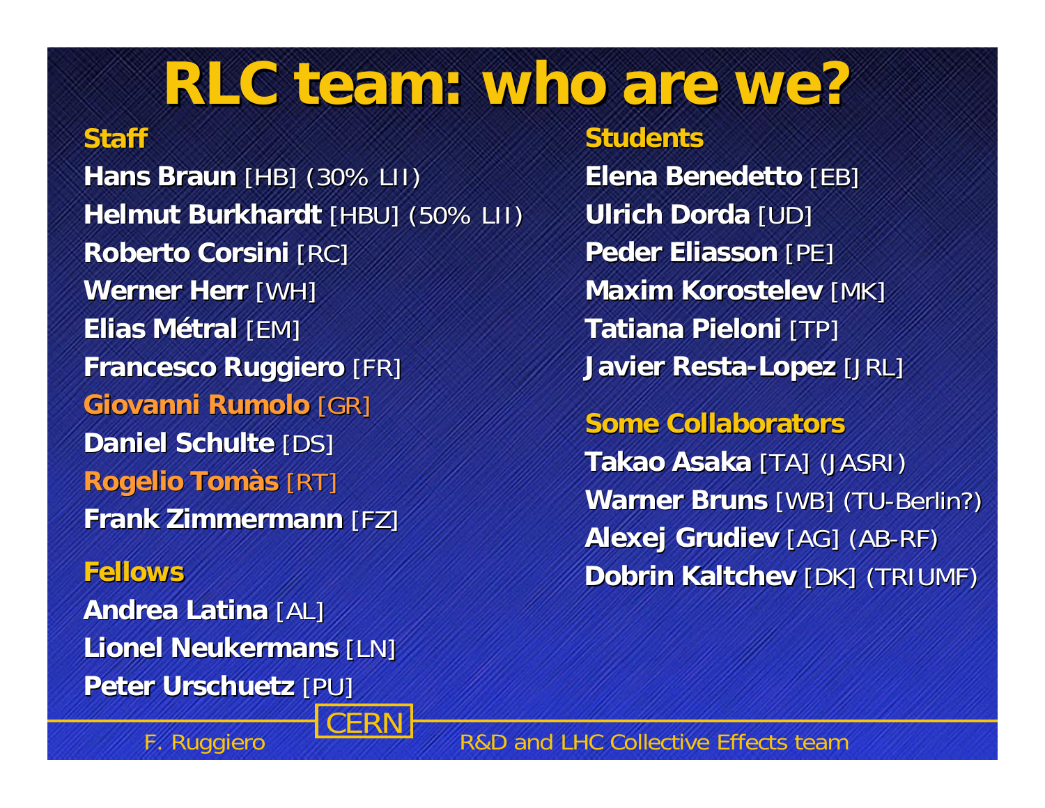# RLC team: who are we?

## Staff

**Hans Braun** [HB] (30% LII)
**Helmut Burkhardt** [HBU] (50% LII)
**Roberto Corsini** [RC]
**Werner Herr** [WH]
**Elias Métral** [EM]
**Francesco Ruggiero** [FR]
**Giovanni Rumolo** [GR]
**Daniel Schulte** [DS]
**Rogelio Tomàs** [RT]
**Frank Zimmermann** [FZ]

## Fellows

**Andrea Latina** [AL]
**Lionel Neukermans** [LN]
**Peter Urschuetz** [PU]

## Students

**Elena Benedetto** [EB]
**Ulrich Dorda** [UD]
**Peder Eliasson** [PE]
**Maxim Korostelev** [MK]
**Tatiana Pieloni** [TP]
**Javier Resta-Lopez** [JRL]

## Some Collaborators

**Takao Asaka** [TA] (JASRI)
**Warner Bruns** [WB] (TU-Berlin?)
**Alexej Grudiev** [AG] (AB-RF)
**Dobrin Kaltchev** [DK] (TRIUMF)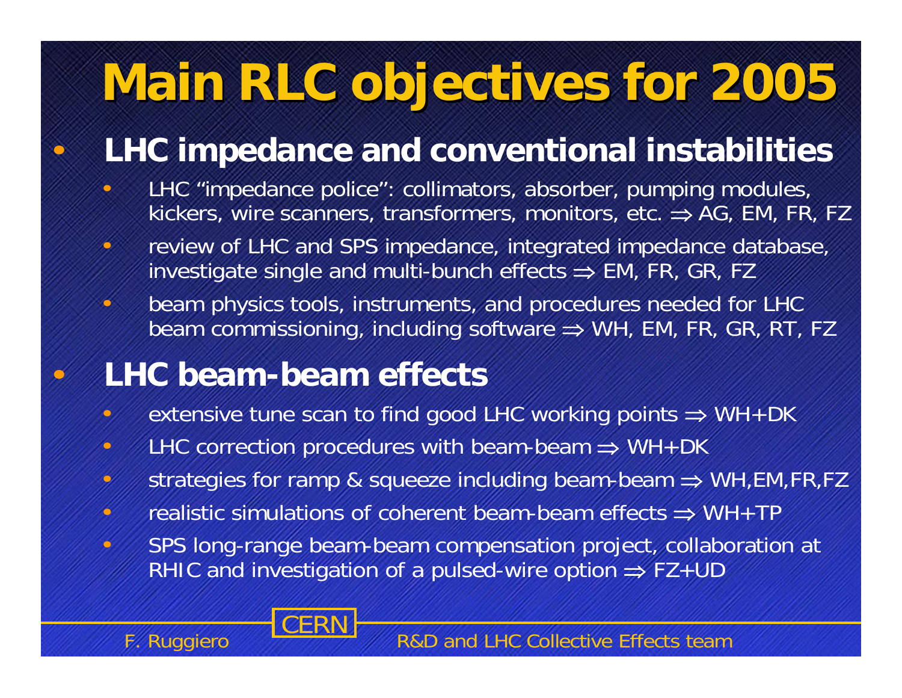# Main RLC objectives for 2005

- **LHC impedance and conventional instabilities**
  - LHC "impedance police": collimators, absorber, pumping modules, kickers, wire scanners, transformers, monitors, etc. ⇒ AG, EM, FR, FZ
  - review of LHC and SPS impedance, integrated impedance database, investigate single and multi-bunch effects ⇒ EM, FR, GR, FZ
  - beam physics tools, instruments, and procedures needed for LHC beam commissioning, including software ⇒ WH, EM, FR, GR, RT, FZ
- **LHC beam-beam effects**
  - extensive tune scan to find good LHC working points ⇒ WH+DK
  - LHC correction procedures with beam-beam ⇒ WH+DK
  - strategies for ramp & squeeze including beam-beam ⇒ WH,EM,FR,FZ
  - realistic simulations of coherent beam-beam effects ⇒ WH+TP
  - SPS long-range beam-beam compensation project, collaboration at RHIC and investigation of a pulsed-wire option ⇒ FZ+UD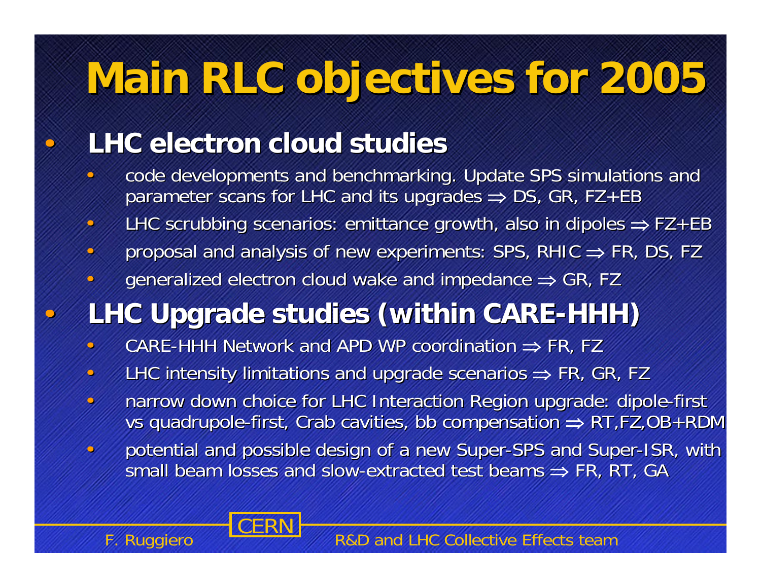# Main RLC objectives for 2005

- **LHC electron cloud studies**
  - code developments and benchmarking. Update SPS simulations and parameter scans for LHC and its upgrades ⇒ DS, GR, FZ+EB
  - LHC scrubbing scenarios: emittance growth, also in dipoles ⇒ FZ+EB
  - proposal and analysis of new experiments: SPS, RHIC ⇒ FR, DS, FZ
  - generalized electron cloud wake and impedance ⇒ GR, FZ
- **LHC Upgrade studies (within CARE-HHH)**
  - CARE-HHH Network and APD WP coordination ⇒ FR, FZ
  - LHC intensity limitations and upgrade scenarios ⇒ FR, GR, FZ
  - narrow down choice for LHC Interaction Region upgrade: dipole-first vs quadrupole-first, Crab cavities, bb compensation ⇒ RT,FZ,OB+RDM
  - potential and possible design of a new Super-SPS and Super-ISR, with small beam losses and slow-extracted test beams ⇒ FR, RT, GA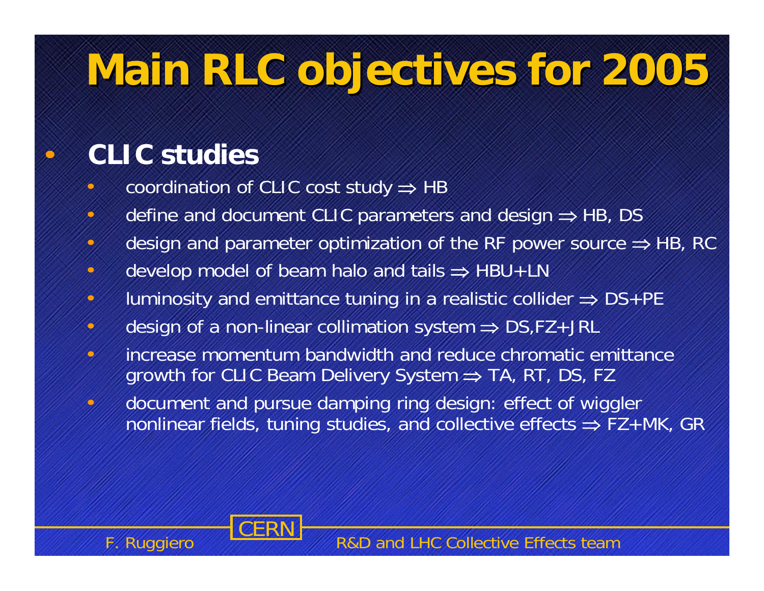# Main RLC objectives for 2005

- **CLIC studies**
  - coordination of CLIC cost study ⇒ HB
  - define and document CLIC parameters and design ⇒ HB, DS
  - design and parameter optimization of the RF power source ⇒ HB, RC
  - develop model of beam halo and tails ⇒ HBU+LN
  - luminosity and emittance tuning in a realistic collider ⇒ DS+PE
  - design of a non-linear collimation system ⇒ DS,FZ+JRL
  - increase momentum bandwidth and reduce chromatic emittance growth for CLIC Beam Delivery System ⇒ TA, RT, DS, FZ
  - document and pursue damping ring design: effect of wiggler nonlinear fields, tuning studies, and collective effects ⇒ FZ+MK, GR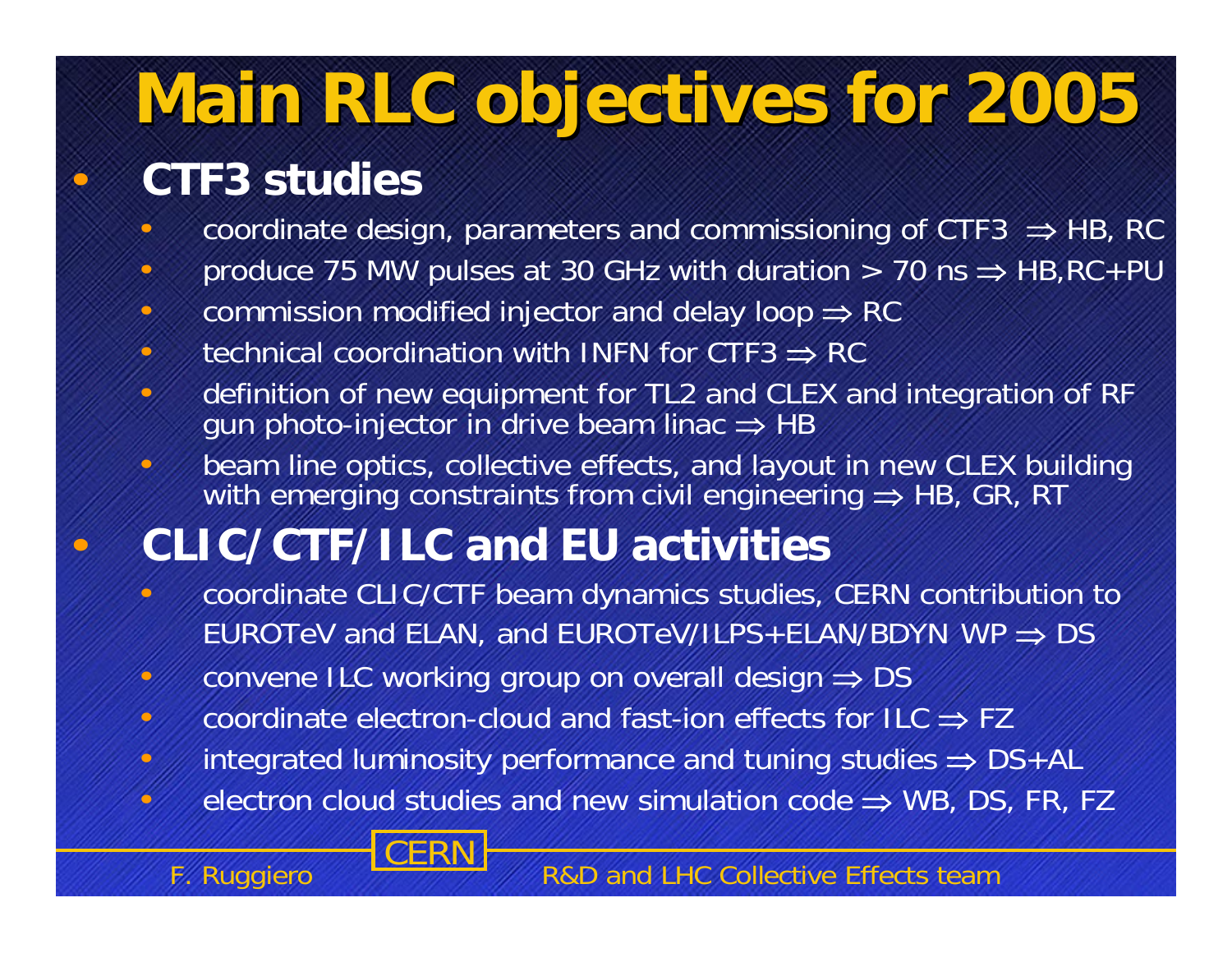# Main RLC objectives for 2005

- **CTF3 studies**
  - coordinate design, parameters and commissioning of CTF3 ⇒ HB, RC
  - produce 75 MW pulses at 30 GHz with duration > 70 ns ⇒ HB,RC+PU
  - commission modified injector and delay loop ⇒ RC
  - technical coordination with INFN for CTF3 ⇒ RC
  - definition of new equipment for TL2 and CLEX and integration of RF gun photo-injector in drive beam linac ⇒ HB
  - beam line optics, collective effects, and layout in new CLEX building with emerging constraints from civil engineering ⇒ HB, GR, RT
- **CLIC/CTF/ILC and EU activities**
  - coordinate CLIC/CTF beam dynamics studies, CERN contribution to EUROTeV and ELAN, and EUROTeV/ILPS+ELAN/BDYN WP ⇒ DS
  - convene ILC working group on overall design ⇒ DS
  - coordinate electron-cloud and fast-ion effects for ILC ⇒ FZ
  - integrated luminosity performance and tuning studies ⇒ DS+AL
  - electron cloud studies and new simulation code ⇒ WB, DS, FR, FZ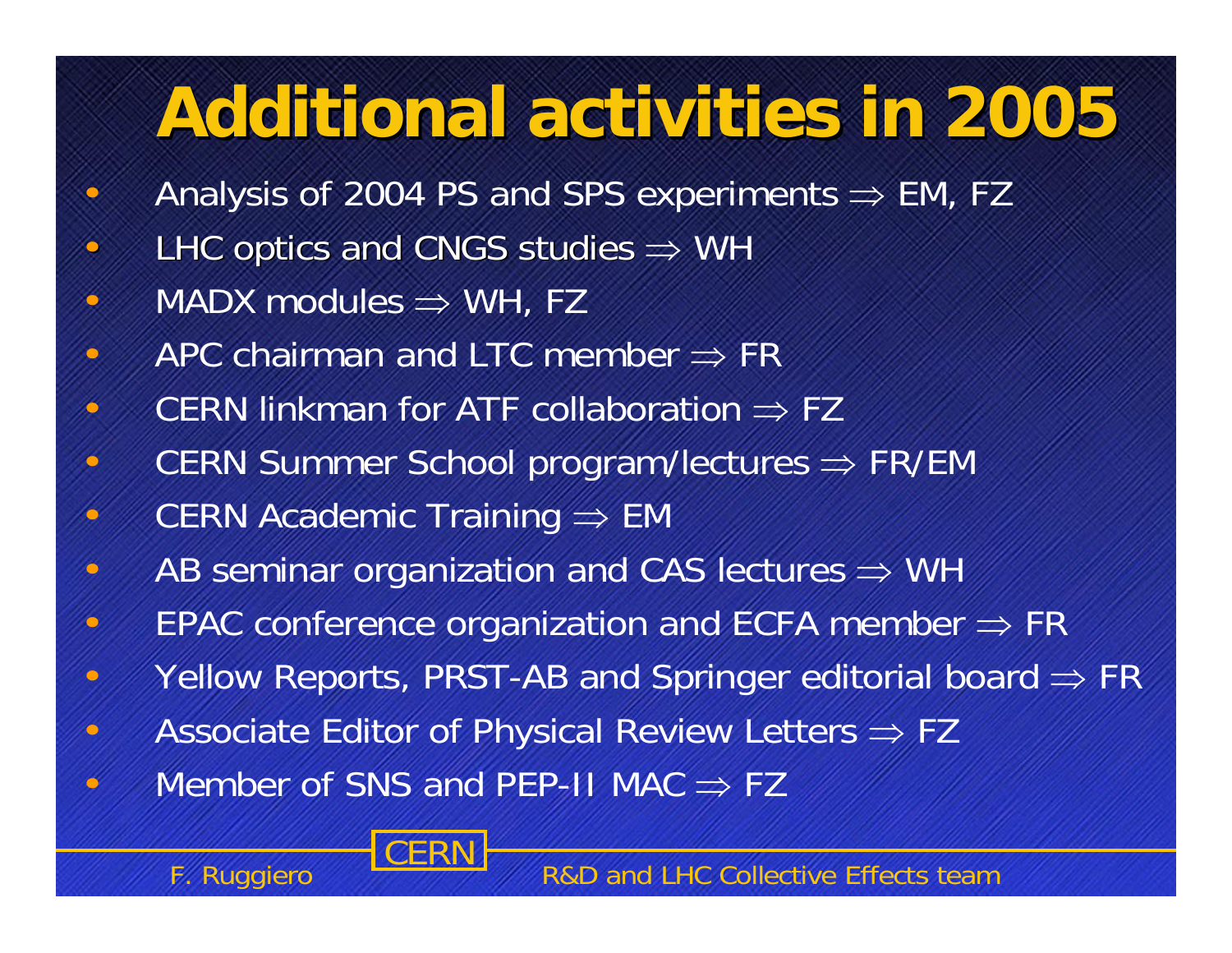# Additional activities in 2005

- Analysis of 2004 PS and SPS experiments ⇒ EM, FZ
- LHC optics and CNGS studies ⇒ WH
- MADX modules ⇒ WH, FZ
- APC chairman and LTC member ⇒ FR
- CERN linkman for ATF collaboration ⇒ FZ
- CERN Summer School program/lectures ⇒ FR/EM
- CERN Academic Training ⇒ EM
- AB seminar organization and CAS lectures ⇒ WH
- EPAC conference organization and ECFA member ⇒ FR
- Yellow Reports, PRST-AB and Springer editorial board ⇒ FR
- Associate Editor of Physical Review Letters ⇒ FZ
- Member of SNS and PEP-II MAC ⇒ FZ